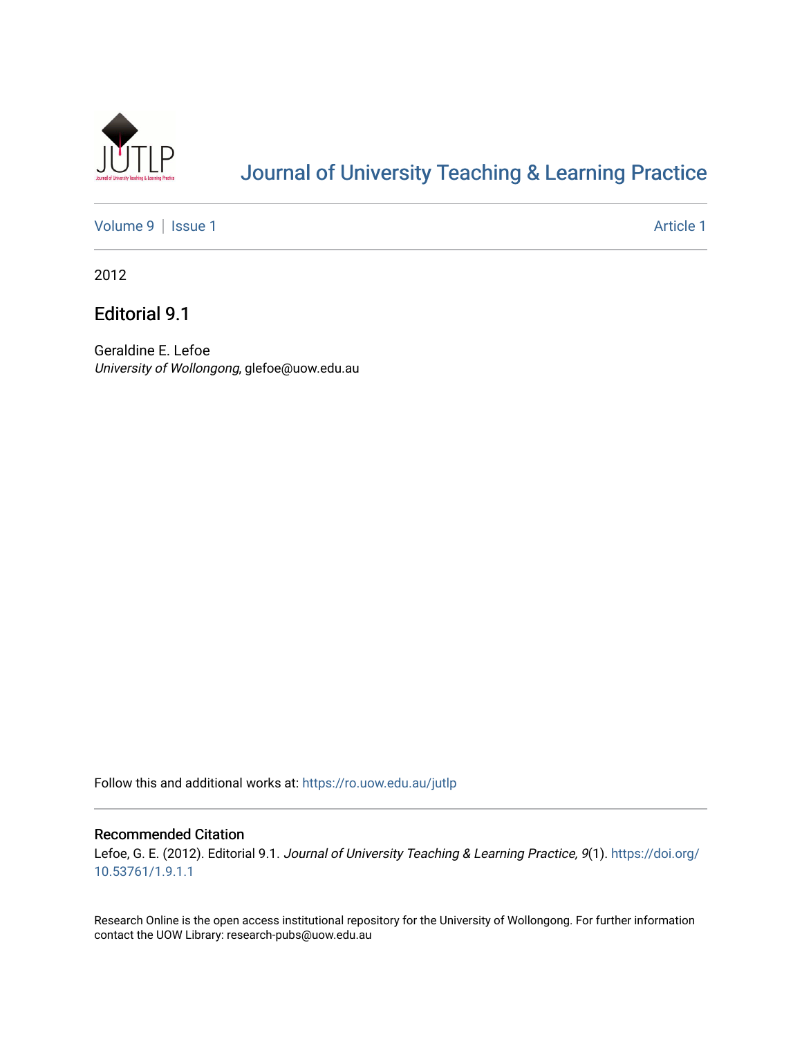# Journal of University Teaching & Learning Practice

Volume 9 | Issue 1 Article 1

2012

## Editorial 9.1

Geraldine E. Lefoe
*University of Wollongong*, glefoe@uow.edu.au

Follow this and additional works at: https://ro.uow.edu.au/jutlp

### Recommended Citation

Lefoe, G. E. (2012). Editorial 9.1. *Journal of University Teaching & Learning Practice, 9*(1). https://doi.org/10.53761/1.9.1.1

Research Online is the open access institutional repository for the University of Wollongong. For further information contact the UOW Library: research-pubs@uow.edu.au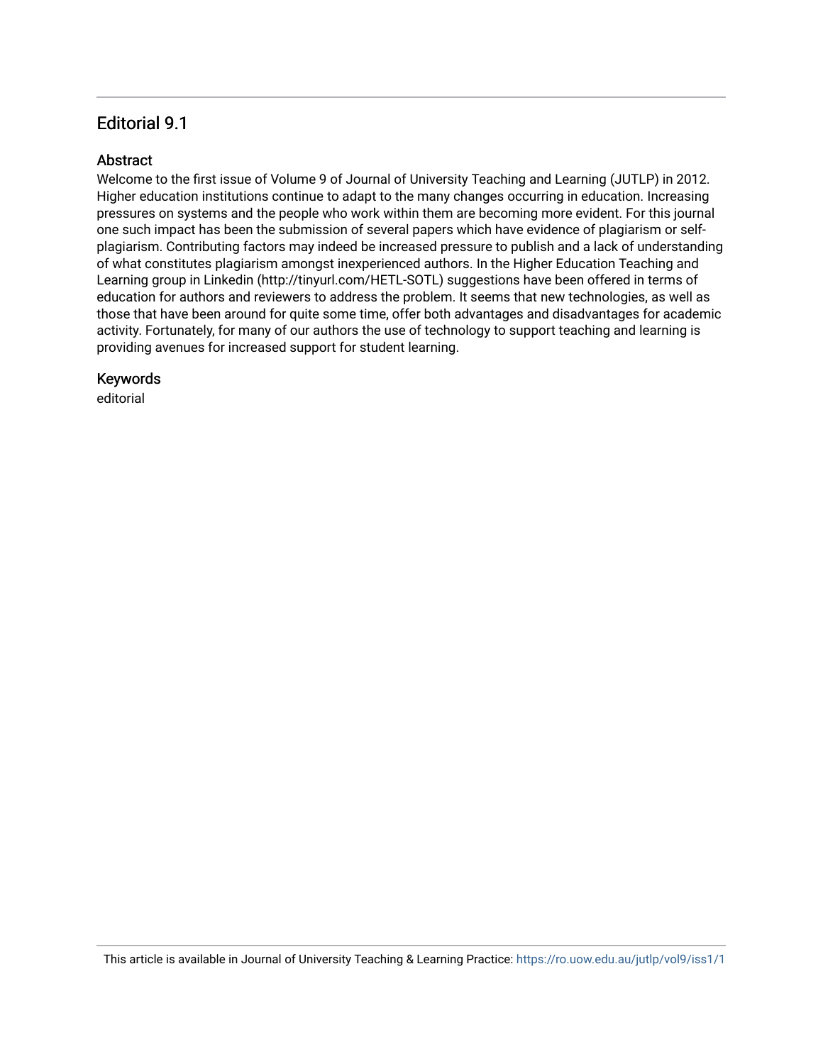# Editorial 9.1

## Abstract

Welcome to the first issue of Volume 9 of Journal of University Teaching and Learning (JUTLP) in 2012. Higher education institutions continue to adapt to the many changes occurring in education. Increasing pressures on systems and the people who work within them are becoming more evident. For this journal one such impact has been the submission of several papers which have evidence of plagiarism or self-plagiarism. Contributing factors may indeed be increased pressure to publish and a lack of understanding of what constitutes plagiarism amongst inexperienced authors. In the Higher Education Teaching and Learning group in Linkedin (http://tinyurl.com/HETL-SOTL) suggestions have been offered in terms of education for authors and reviewers to address the problem. It seems that new technologies, as well as those that have been around for quite some time, offer both advantages and disadvantages for academic activity. Fortunately, for many of our authors the use of technology to support teaching and learning is providing avenues for increased support for student learning.

## Keywords

editorial

This article is available in Journal of University Teaching & Learning Practice: https://ro.uow.edu.au/jutlp/vol9/iss1/1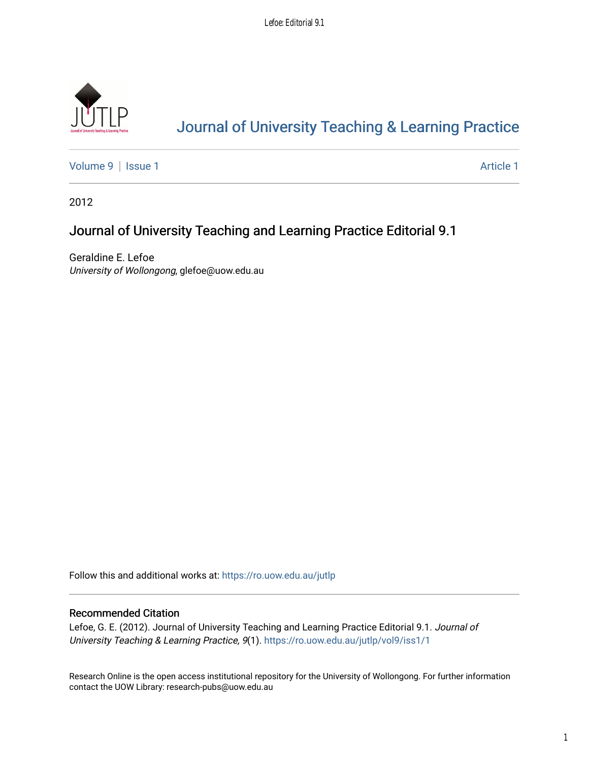# Journal of University Teaching & Learning Practice

Volume 9 | Issue 1 Article 1

2012

## Journal of University Teaching and Learning Practice Editorial 9.1

Geraldine E. Lefoe
*University of Wollongong*, glefoe@uow.edu.au

Follow this and additional works at: https://ro.uow.edu.au/jutlp

### Recommended Citation

Lefoe, G. E. (2012). Journal of University Teaching and Learning Practice Editorial 9.1. *Journal of University Teaching & Learning Practice, 9*(1). https://ro.uow.edu.au/jutlp/vol9/iss1/1

Research Online is the open access institutional repository for the University of Wollongong. For further information contact the UOW Library: research-pubs@uow.edu.au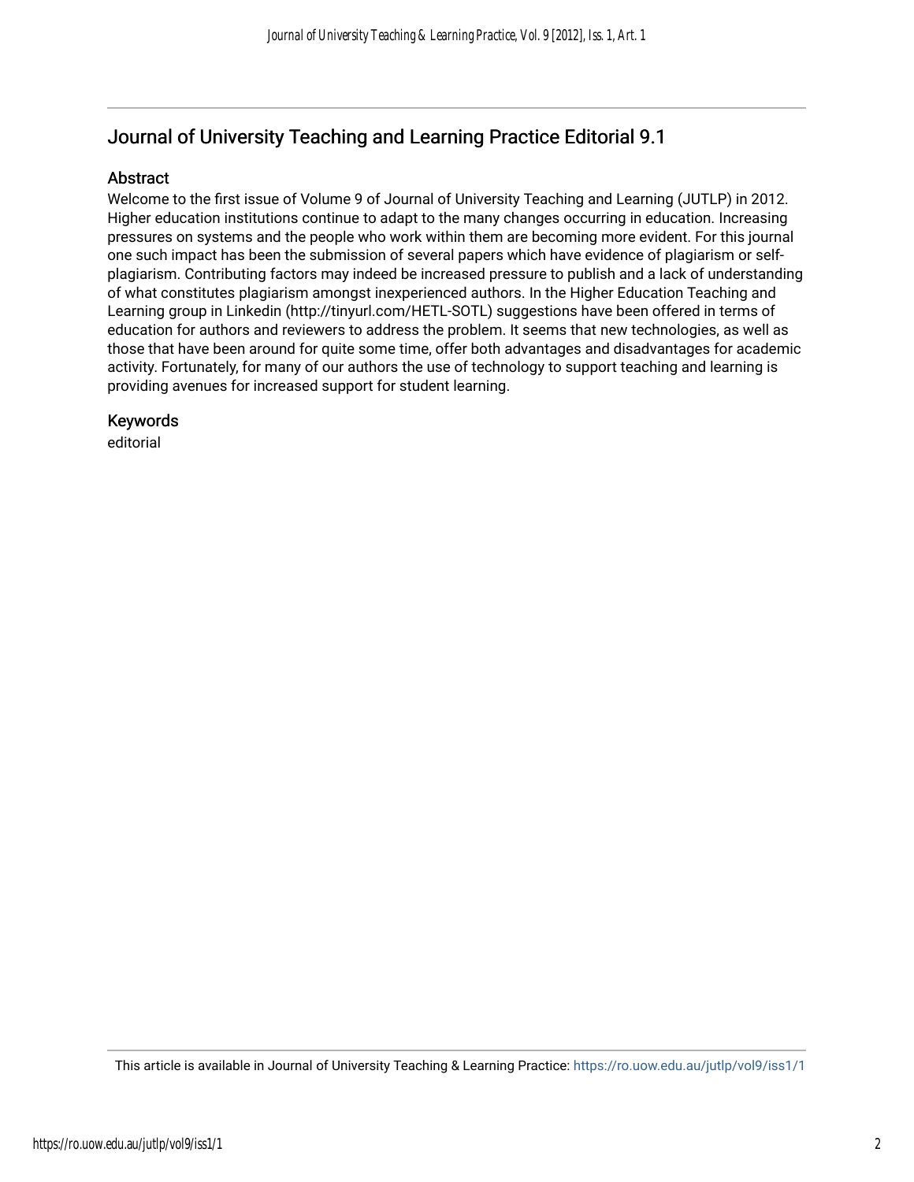## Journal of University Teaching and Learning Practice Editorial 9.1

### Abstract

Welcome to the first issue of Volume 9 of Journal of University Teaching and Learning (JUTLP) in 2012. Higher education institutions continue to adapt to the many changes occurring in education. Increasing pressures on systems and the people who work within them are becoming more evident. For this journal one such impact has been the submission of several papers which have evidence of plagiarism or self-plagiarism. Contributing factors may indeed be increased pressure to publish and a lack of understanding of what constitutes plagiarism amongst inexperienced authors. In the Higher Education Teaching and Learning group in Linkedin (http://tinyurl.com/HETL-SOTL) suggestions have been offered in terms of education for authors and reviewers to address the problem. It seems that new technologies, as well as those that have been around for quite some time, offer both advantages and disadvantages for academic activity. Fortunately, for many of our authors the use of technology to support teaching and learning is providing avenues for increased support for student learning.

### Keywords

editorial

This article is available in Journal of University Teaching & Learning Practice: https://ro.uow.edu.au/jutlp/vol9/iss1/1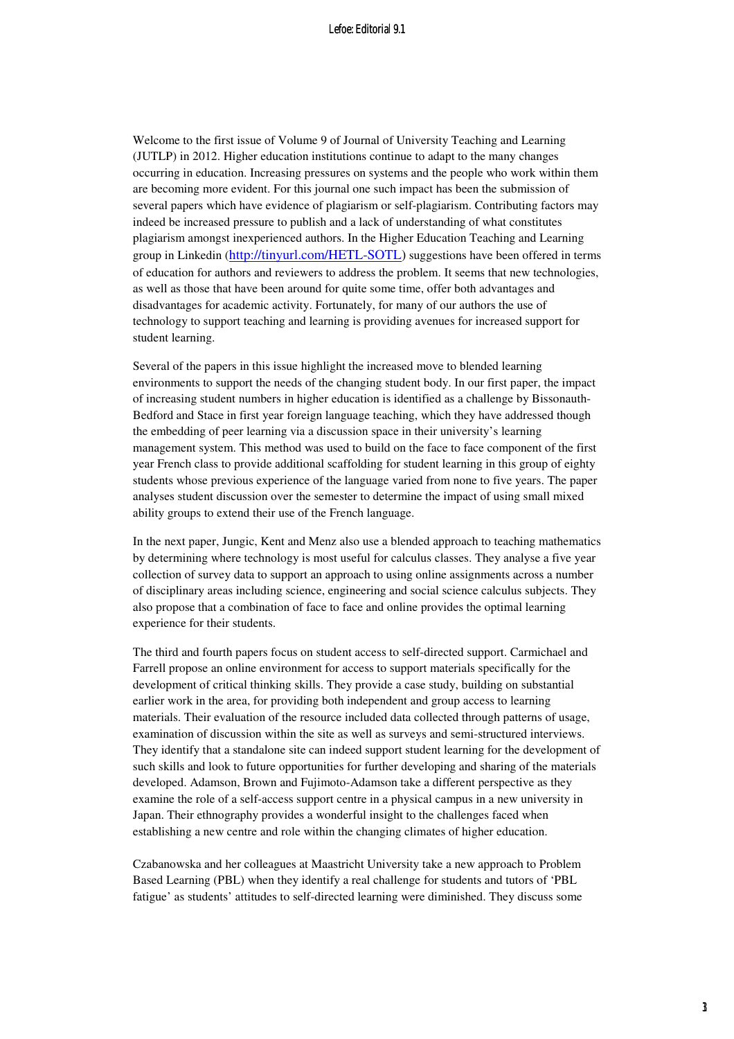Welcome to the first issue of Volume 9 of Journal of University Teaching and Learning (JUTLP) in 2012. Higher education institutions continue to adapt to the many changes occurring in education. Increasing pressures on systems and the people who work within them are becoming more evident. For this journal one such impact has been the submission of several papers which have evidence of plagiarism or self-plagiarism. Contributing factors may indeed be increased pressure to publish and a lack of understanding of what constitutes plagiarism amongst inexperienced authors. In the Higher Education Teaching and Learning group in Linkedin (http://tinyurl.com/HETL-SOTL) suggestions have been offered in terms of education for authors and reviewers to address the problem. It seems that new technologies, as well as those that have been around for quite some time, offer both advantages and disadvantages for academic activity. Fortunately, for many of our authors the use of technology to support teaching and learning is providing avenues for increased support for student learning.

Several of the papers in this issue highlight the increased move to blended learning environments to support the needs of the changing student body. In our first paper, the impact of increasing student numbers in higher education is identified as a challenge by Bissonauth-Bedford and Stace in first year foreign language teaching, which they have addressed though the embedding of peer learning via a discussion space in their university's learning management system. This method was used to build on the face to face component of the first year French class to provide additional scaffolding for student learning in this group of eighty students whose previous experience of the language varied from none to five years. The paper analyses student discussion over the semester to determine the impact of using small mixed ability groups to extend their use of the French language.

In the next paper, Jungic, Kent and Menz also use a blended approach to teaching mathematics by determining where technology is most useful for calculus classes. They analyse a five year collection of survey data to support an approach to using online assignments across a number of disciplinary areas including science, engineering and social science calculus subjects. They also propose that a combination of face to face and online provides the optimal learning experience for their students.

The third and fourth papers focus on student access to self-directed support. Carmichael and Farrell propose an online environment for access to support materials specifically for the development of critical thinking skills. They provide a case study, building on substantial earlier work in the area, for providing both independent and group access to learning materials. Their evaluation of the resource included data collected through patterns of usage, examination of discussion within the site as well as surveys and semi-structured interviews. They identify that a standalone site can indeed support student learning for the development of such skills and look to future opportunities for further developing and sharing of the materials developed. Adamson, Brown and Fujimoto-Adamson take a different perspective as they examine the role of a self-access support centre in a physical campus in a new university in Japan. Their ethnography provides a wonderful insight to the challenges faced when establishing a new centre and role within the changing climates of higher education.

Czabanowska and her colleagues at Maastricht University take a new approach to Problem Based Learning (PBL) when they identify a real challenge for students and tutors of 'PBL fatigue' as students' attitudes to self-directed learning were diminished. They discuss some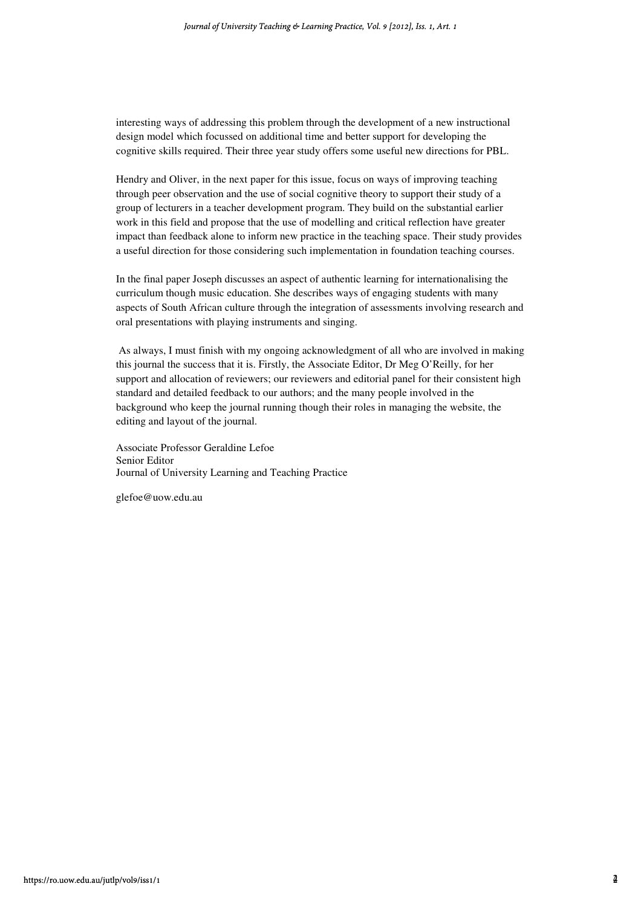interesting ways of addressing this problem through the development of a new instructional design model which focussed on additional time and better support for developing the cognitive skills required. Their three year study offers some useful new directions for PBL.

Hendry and Oliver, in the next paper for this issue, focus on ways of improving teaching through peer observation and the use of social cognitive theory to support their study of a group of lecturers in a teacher development program. They build on the substantial earlier work in this field and propose that the use of modelling and critical reflection have greater impact than feedback alone to inform new practice in the teaching space. Their study provides a useful direction for those considering such implementation in foundation teaching courses.

In the final paper Joseph discusses an aspect of authentic learning for internationalising the curriculum though music education. She describes ways of engaging students with many aspects of South African culture through the integration of assessments involving research and oral presentations with playing instruments and singing.

As always, I must finish with my ongoing acknowledgment of all who are involved in making this journal the success that it is. Firstly, the Associate Editor, Dr Meg O'Reilly, for her support and allocation of reviewers; our reviewers and editorial panel for their consistent high standard and detailed feedback to our authors; and the many people involved in the background who keep the journal running though their roles in managing the website, the editing and layout of the journal.

Associate Professor Geraldine Lefoe
Senior Editor
Journal of University Learning and Teaching Practice

glefoe@uow.edu.au